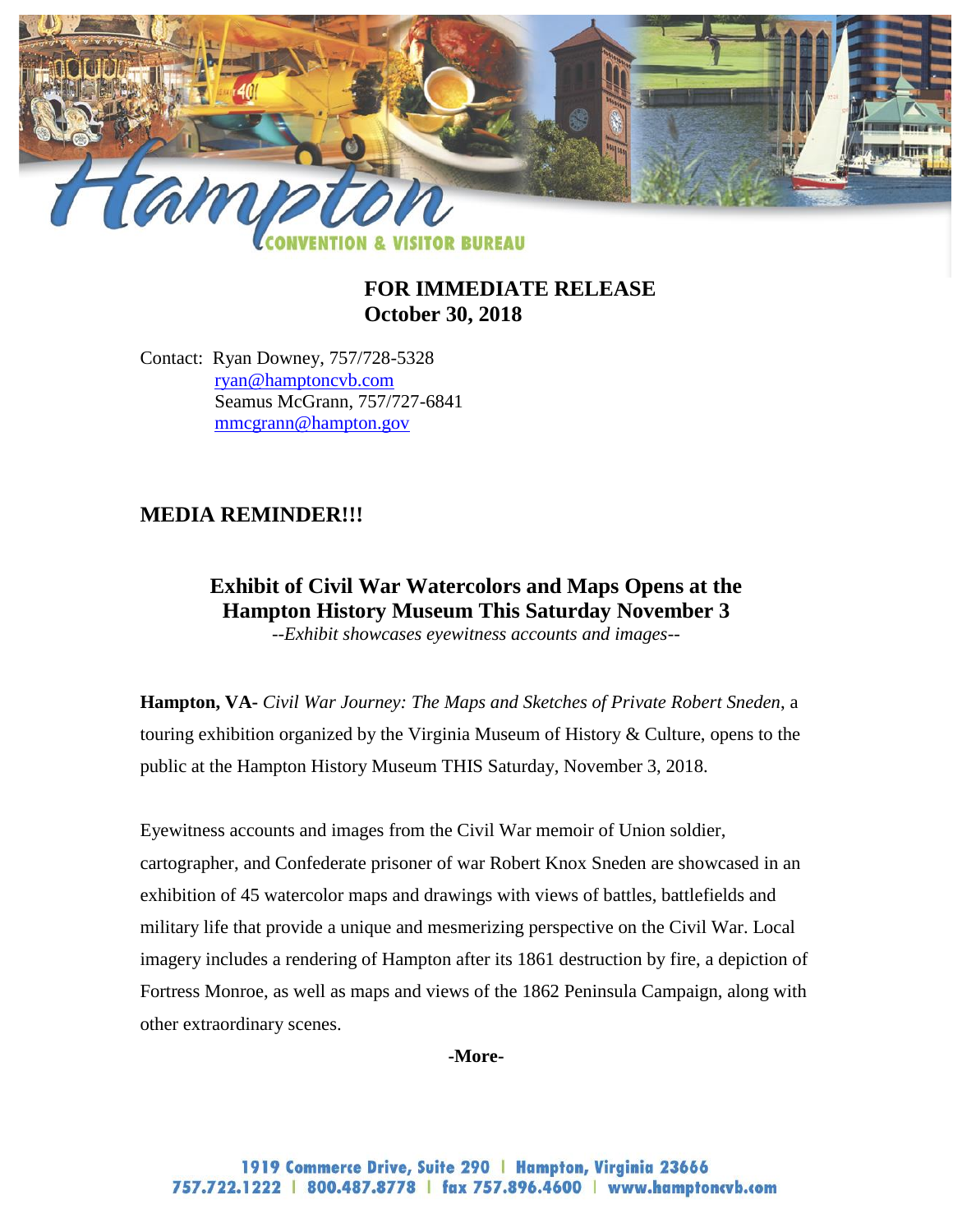**FOR IMMEDIATE RELEASE**
**October 30, 2018**

Contact: Ryan Downey, 757/728-5328
ryan@hamptoncvb.com
Seamus McGrann, 757/727-6841
mmcgrann@hampton.gov

## MEDIA REMINDER!!!

### Exhibit of Civil War Watercolors and Maps Opens at the Hampton History Museum This Saturday November 3

*--Exhibit showcases eyewitness accounts and images--*

**Hampton, VA-** *Civil War Journey: The Maps and Sketches of Private Robert Sneden*, a touring exhibition organized by the Virginia Museum of History & Culture, opens to the public at the Hampton History Museum THIS Saturday, November 3, 2018.

Eyewitness accounts and images from the Civil War memoir of Union soldier, cartographer, and Confederate prisoner of war Robert Knox Sneden are showcased in an exhibition of 45 watercolor maps and drawings with views of battles, battlefields and military life that provide a unique and mesmerizing perspective on the Civil War. Local imagery includes a rendering of Hampton after its 1861 destruction by fire, a depiction of Fortress Monroe, as well as maps and views of the 1862 Peninsula Campaign, along with other extraordinary scenes.

-More-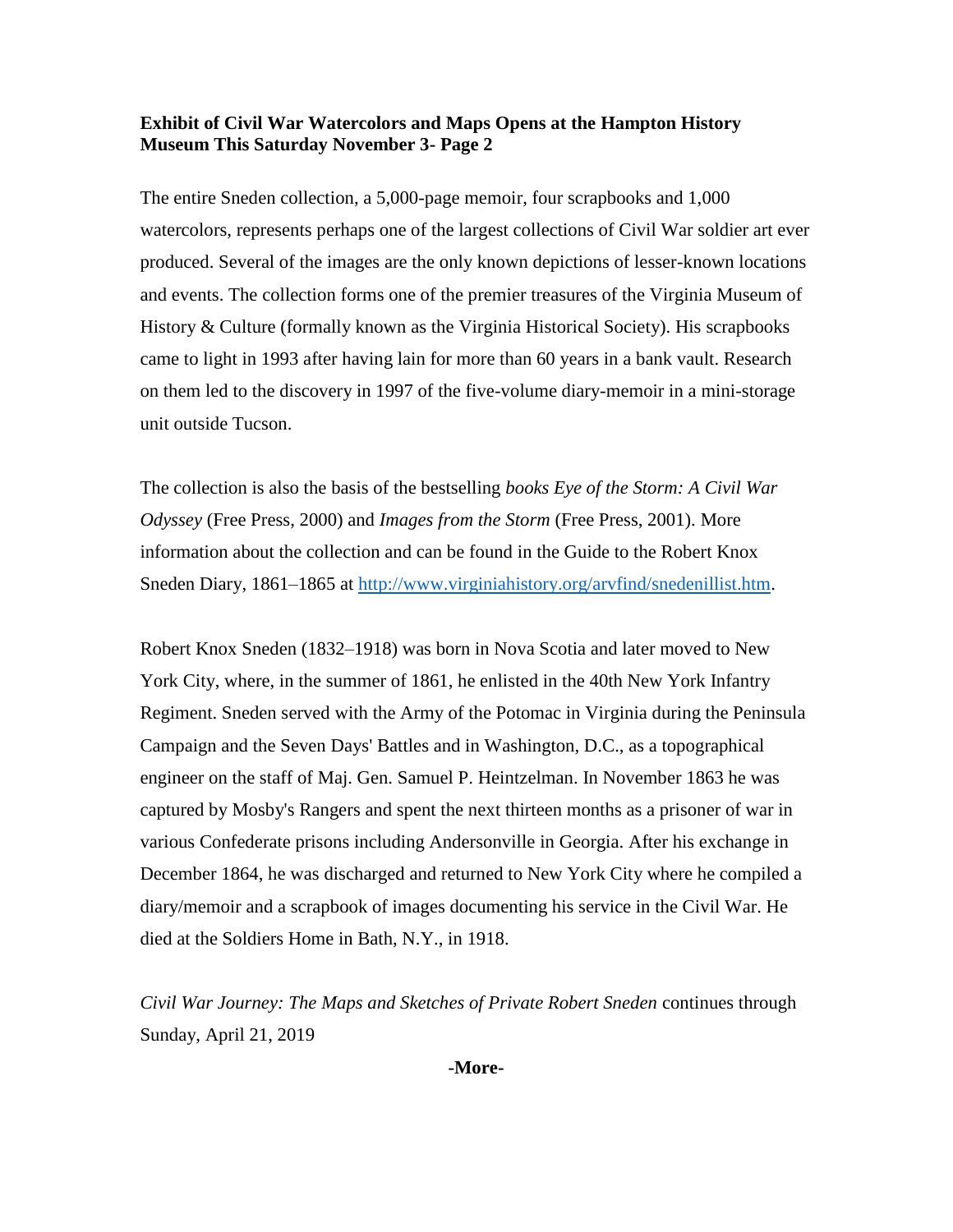**Exhibit of Civil War Watercolors and Maps Opens at the Hampton History Museum This Saturday November 3- Page 2**

The entire Sneden collection, a 5,000-page memoir, four scrapbooks and 1,000 watercolors, represents perhaps one of the largest collections of Civil War soldier art ever produced. Several of the images are the only known depictions of lesser-known locations and events. The collection forms one of the premier treasures of the Virginia Museum of History & Culture (formally known as the Virginia Historical Society). His scrapbooks came to light in 1993 after having lain for more than 60 years in a bank vault. Research on them led to the discovery in 1997 of the five-volume diary-memoir in a mini-storage unit outside Tucson.

The collection is also the basis of the bestselling *books Eye of the Storm: A Civil War Odyssey* (Free Press, 2000) and *Images from the Storm* (Free Press, 2001). More information about the collection and can be found in the Guide to the Robert Knox Sneden Diary, 1861–1865 at [http://www.virginiahistory.org/arvfind/snedenillist.htm](http://www.virginiahistory.org/arvfind/snedenillist.htm).

Robert Knox Sneden (1832–1918) was born in Nova Scotia and later moved to New York City, where, in the summer of 1861, he enlisted in the 40th New York Infantry Regiment. Sneden served with the Army of the Potomac in Virginia during the Peninsula Campaign and the Seven Days' Battles and in Washington, D.C., as a topographical engineer on the staff of Maj. Gen. Samuel P. Heintzelman. In November 1863 he was captured by Mosby's Rangers and spent the next thirteen months as a prisoner of war in various Confederate prisons including Andersonville in Georgia. After his exchange in December 1864, he was discharged and returned to New York City where he compiled a diary/memoir and a scrapbook of images documenting his service in the Civil War. He died at the Soldiers Home in Bath, N.Y., in 1918.

*Civil War Journey: The Maps and Sketches of Private Robert Sneden* continues through Sunday, April 21, 2019

**-More-**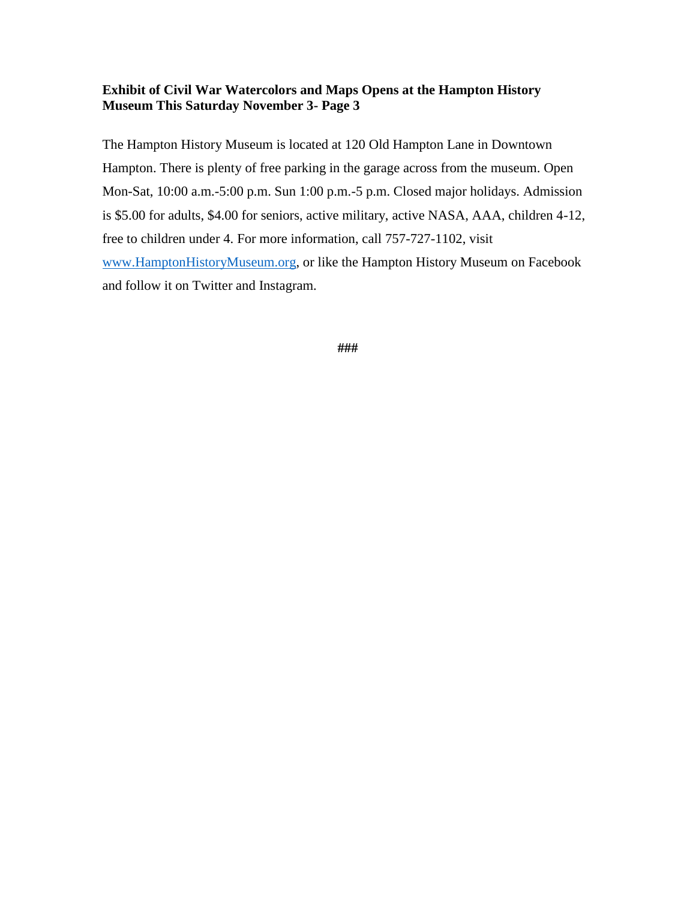**Exhibit of Civil War Watercolors and Maps Opens at the Hampton History Museum This Saturday November 3- Page 3**

The Hampton History Museum is located at 120 Old Hampton Lane in Downtown Hampton. There is plenty of free parking in the garage across from the museum. Open Mon-Sat, 10:00 a.m.-5:00 p.m. Sun 1:00 p.m.-5 p.m. Closed major holidays. Admission is $5.00 for adults, $4.00 for seniors, active military, active NASA, AAA, children 4-12, free to children under 4. For more information, call 757-727-1102, visit www.HamptonHistoryMuseum.org, or like the Hampton History Museum on Facebook and follow it on Twitter and Instagram.

###